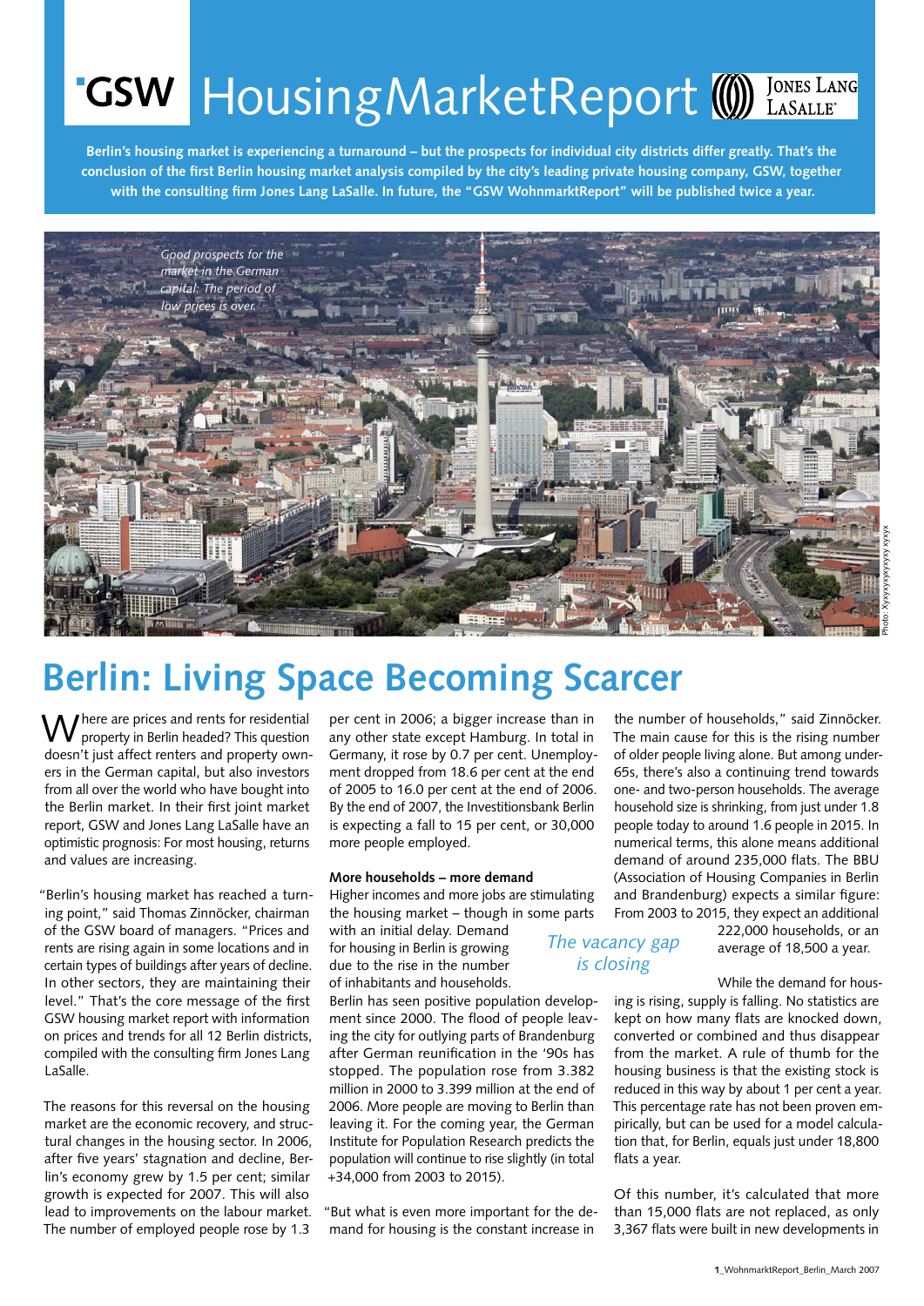# GSW HousingMarketReport

**Berlin's housing market is experiencing a turnaround – but the prospects for individual city districts differ greatly. That's the conclusion of the first Berlin housing market analysis compiled by the city's leading private housing company, GSW, together with the consulting firm Jones Lang LaSalle. In future, the "GSW WohnmarktReport" will be published twice a year.**

*Good prospects for the market in the German capital: The period of low prices is over.*

Photo: Xyxyxyxyxyxyxy xyxyx

## Berlin: Living Space Becoming Scarcer

Where are prices and rents for residential property in Berlin headed? This question doesn't just affect renters and property owners in the German capital, but also investors from all over the world who have bought into the Berlin market. In their first joint market report, GSW and Jones Lang LaSalle have an optimistic prognosis: For most housing, returns and values are increasing.

"Berlin's housing market has reached a turning point," said Thomas Zinnöcker, chairman of the GSW board of managers. "Prices and rents are rising again in some locations and in certain types of buildings after years of decline. In other sectors, they are maintaining their level." That's the core message of the first GSW housing market report with information on prices and trends for all 12 Berlin districts, compiled with the consulting firm Jones Lang LaSalle.

The reasons for this reversal on the housing market are the economic recovery, and structural changes in the housing sector. In 2006, after five years' stagnation and decline, Berlin's economy grew by 1.5 per cent; similar growth is expected for 2007. This will also lead to improvements on the labour market. The number of employed people rose by 1.3 per cent in 2006; a bigger increase than in any other state except Hamburg. In total in Germany, it rose by 0.7 per cent. Unemployment dropped from 18.6 per cent at the end of 2005 to 16.0 per cent at the end of 2006. By the end of 2007, the Investitionsbank Berlin is expecting a fall to 15 per cent, or 30,000 more people employed.

**More households – more demand**

Higher incomes and more jobs are stimulating the housing market – though in some parts with an initial delay. Demand for housing in Berlin is growing due to the rise in the number of inhabitants and households.

Berlin has seen positive population development since 2000. The flood of people leaving the city for outlying parts of Brandenburg after German reunification in the '90s has stopped. The population rose from 3.382 million in 2000 to 3.399 million at the end of 2006. More people are moving to Berlin than leaving it. For the coming year, the German Institute for Population Research predicts the population will continue to rise slightly (in total +34,000 from 2003 to 2015).

"But what is even more important for the demand for housing is the constant increase in the number of households," said Zinnöcker. The main cause for this is the rising number of older people living alone. But among under-65s, there's also a continuing trend towards one- and two-person households. The average household size is shrinking, from just under 1.8 people today to around 1.6 people in 2015. In numerical terms, this alone means additional demand of around 235,000 flats. The BBU (Association of Housing Companies in Berlin and Brandenburg) expects a similar figure: From 2003 to 2015, they expect an additional 222,000 households, or an average of 18,500 a year.

*The vacancy gap is closing*

While the demand for housing is rising, supply is falling. No statistics are kept on how many flats are knocked down, converted or combined and thus disappear from the market. A rule of thumb for the housing business is that the existing stock is reduced in this way by about 1 per cent a year. This percentage rate has not been proven empirically, but can be used for a model calculation that, for Berlin, equals just under 18,800 flats a year.

Of this number, it's calculated that more than 15,000 flats are not replaced, as only 3,367 flats were built in new developments in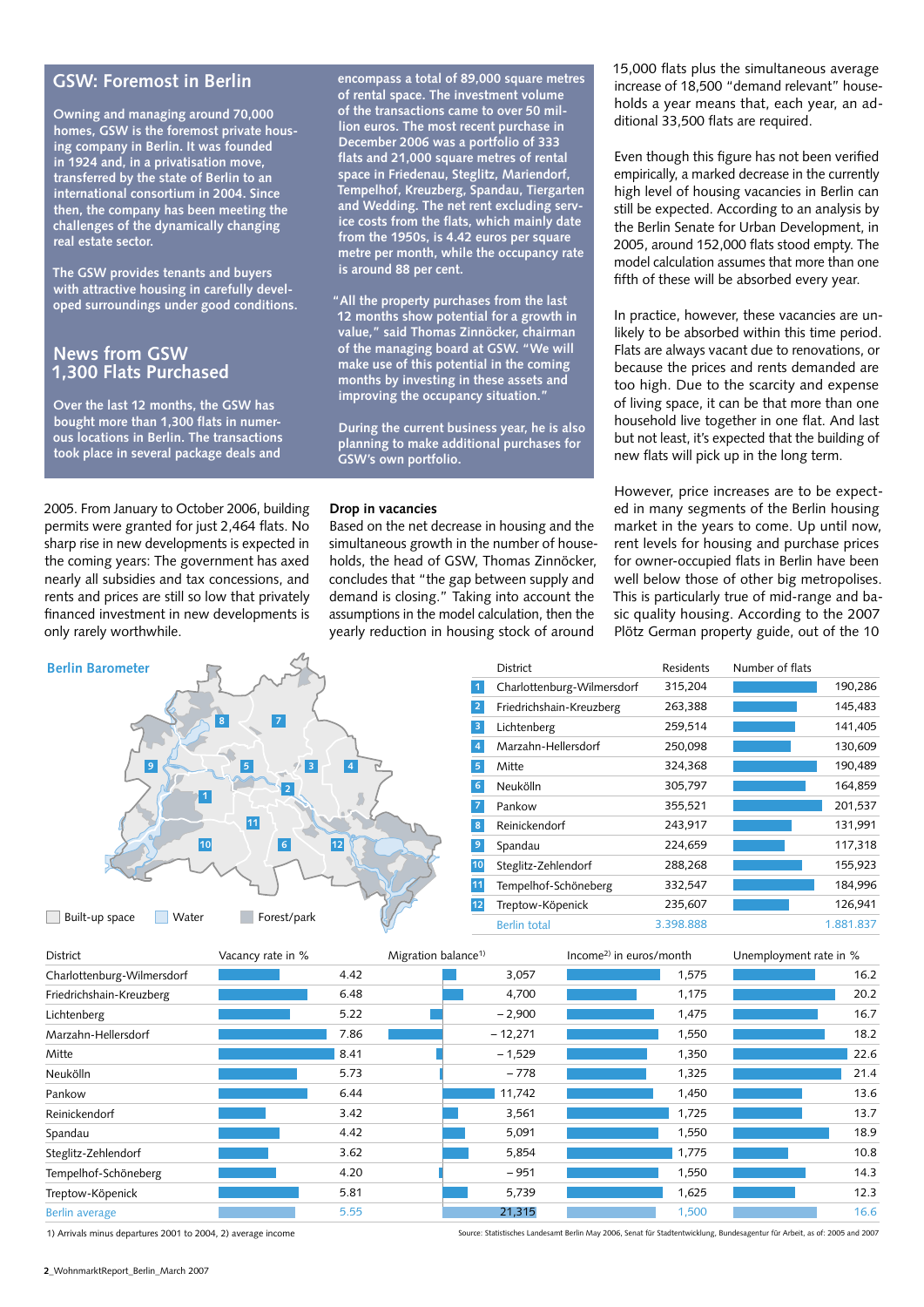## GSW: Foremost in Berlin

Owning and managing around 70,000 homes, GSW is the foremost private housing company in Berlin. It was founded in 1924 and, in a privatisation move, transferred by the state of Berlin to an international consortium in 2004. Since then, the company has been meeting the challenges of the dynamically changing real estate sector.

The GSW provides tenants and buyers with attractive housing in carefully developed surroundings under good conditions.

## News from GSW
## 1,300 Flats Purchased

Over the last 12 months, the GSW has bought more than 1,300 flats in numerous locations in Berlin. The transactions took place in several package deals and encompass a total of 89,000 square metres of rental space. The investment volume of the transactions came to over 50 million euros. The most recent purchase in December 2006 was a portfolio of 333 flats and 21,000 square metres of rental space in Friedenau, Steglitz, Mariendorf, Tempelhof, Kreuzberg, Spandau, Tiergarten and Wedding. The net rent excluding service costs from the flats, which mainly date from the 1950s, is 4.42 euros per square metre per month, while the occupancy rate is around 88 per cent.

"All the property purchases from the last 12 months show potential for a growth in value," said Thomas Zinnöcker, chairman of the managing board at GSW. "We will make use of this potential in the coming months by investing in these assets and improving the occupancy situation."

During the current business year, he is also planning to make additional purchases for GSW's own portfolio.

2005. From January to October 2006, building permits were granted for just 2,464 flats. No sharp rise in new developments is expected in the coming years: The government has axed nearly all subsidies and tax concessions, and rents and prices are still so low that privately financed investment in new developments is only rarely worthwhile.

### Drop in vacancies

Based on the net decrease in housing and the simultaneous growth in the number of households, the head of GSW, Thomas Zinnöcker, concludes that "the gap between supply and demand is closing." Taking into account the assumptions in the model calculation, then the yearly reduction in housing stock of around 15,000 flats plus the simultaneous average increase of 18,500 "demand relevant" households a year means that, each year, an additional 33,500 flats are required.

Even though this figure has not been verified empirically, a marked decrease in the currently high level of housing vacancies in Berlin can still be expected. According to an analysis by the Berlin Senate for Urban Development, in 2005, around 152,000 flats stood empty. The model calculation assumes that more than one fifth of these will be absorbed every year.

In practice, however, these vacancies are unlikely to be absorbed within this time period. Flats are always vacant due to renovations, or because the prices and rents demanded are too high. Due to the scarcity and expense of living space, it can be that more than one household live together in one flat. And last but not least, it's expected that the building of new flats will pick up in the long term.

However, price increases are to be expected in many segments of the Berlin housing market in the years to come. Up until now, rent levels for housing and purchase prices for owner-occupied flats in Berlin have been well below those of other big metropolises. This is particularly true of mid-range and basic quality housing. According to the 2007 Plötz German property guide, out of the 10

### Berlin Barometer

Built-up space | Water | Forest/park

| | District | Residents | Number of flats |
|---|---|---|---|
| 1 | Charlottenburg-Wilmersdorf | 315,204 | 190,286 |
| 2 | Friedrichshain-Kreuzberg | 263,388 | 145,483 |
| 3 | Lichtenberg | 259,514 | 141,405 |
| 4 | Marzahn-Hellersdorf | 250,098 | 130,609 |
| 5 | Mitte | 324,368 | 190,489 |
| 6 | Neukölln | 305,797 | 164,859 |
| 7 | Pankow | 355,521 | 201,537 |
| 8 | Reinickendorf | 243,917 | 131,991 |
| 9 | Spandau | 224,659 | 117,318 |
| 10 | Steglitz-Zehlendorf | 288,268 | 155,923 |
| 11 | Tempelhof-Schöneberg | 332,547 | 184,996 |
| 12 | Treptow-Köpenick | 235,607 | 126,941 |
| | Berlin total | 3.398.888 | 1.881.837 |

| District | Vacancy rate in % | Migration balance[1] | Income[2] in euros/month | Unemployment rate in % |
|---|---|---|---|---|
| Charlottenburg-Wilmersdorf | 4.42 | 3,057 | 1,575 | 16.2 |
| Friedrichshain-Kreuzberg | 6.48 | 4,700 | 1,175 | 20.2 |
| Lichtenberg | 5.22 | – 2,900 | 1,475 | 16.7 |
| Marzahn-Hellersdorf | 7.86 | – 12,271 | 1,550 | 18.2 |
| Mitte | 8.41 | – 1,529 | 1,350 | 22.6 |
| Neukölln | 5.73 | – 778 | 1,325 | 21.4 |
| Pankow | 6.44 | 11,742 | 1,450 | 13.6 |
| Reinickendorf | 3.42 | 3,561 | 1,725 | 13.7 |
| Spandau | 4.42 | 5,091 | 1,550 | 18.9 |
| Steglitz-Zehlendorf | 3.62 | 5,854 | 1,775 | 10.8 |
| Tempelhof-Schöneberg | 4.20 | – 951 | 1,550 | 14.3 |
| Treptow-Köpenick | 5.81 | 5,739 | 1,625 | 12.3 |
| Berlin average | 5.55 | 21,315 | 1,500 | 16.6 |

1) Arrivals minus departures 2001 to 2004, 2) average income

Source: Statistisches Landesamt Berlin May 2006, Senat für Stadtentwicklung, Bundesagentur für Arbeit, as of: 2005 and 2007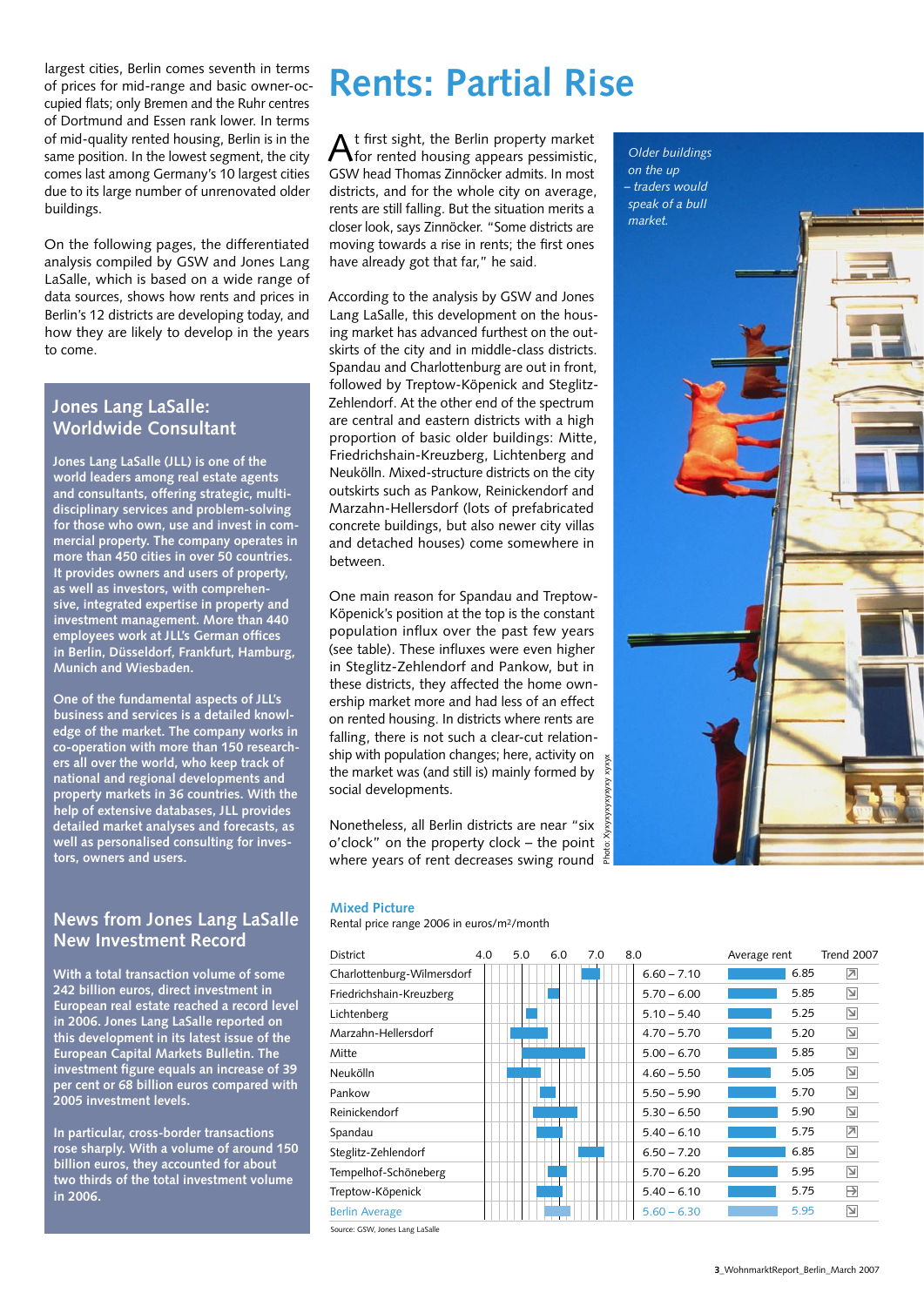largest cities, Berlin comes seventh in terms of prices for mid-range and basic owner-occupied flats; only Bremen and the Ruhr centres of Dortmund and Essen rank lower. In terms of mid-quality rented housing, Berlin is in the same position. In the lowest segment, the city comes last among Germany's 10 largest cities due to its large number of unrenovated older buildings.

On the following pages, the differentiated analysis compiled by GSW and Jones Lang LaSalle, which is based on a wide range of data sources, shows how rents and prices in Berlin's 12 districts are developing today, and how they are likely to develop in the years to come.

## Jones Lang LaSalle: Worldwide Consultant

**Jones Lang LaSalle (JLL) is one of the world leaders among real estate agents and consultants, offering strategic, multi-disciplinary services and problem-solving for those who own, use and invest in commercial property. The company operates in more than 450 cities in over 50 countries. It provides owners and users of property, as well as investors, with comprehensive, integrated expertise in property and investment management. More than 440 employees work at JLL's German offices in Berlin, Düsseldorf, Frankfurt, Hamburg, Munich and Wiesbaden.**

**One of the fundamental aspects of JLL's business and services is a detailed knowledge of the market. The company works in co-operation with more than 150 researchers all over the world, who keep track of national and regional developments and property markets in 36 countries. With the help of extensive databases, JLL provides detailed market analyses and forecasts, as well as personalised consulting for investors, owners and users.**

## News from Jones Lang LaSalle New Investment Record

**With a total transaction volume of some 242 billion euros, direct investment in European real estate reached a record level in 2006. Jones Lang LaSalle reported on this development in its latest issue of the European Capital Markets Bulletin. The investment figure equals an increase of 39 per cent or 68 billion euros compared with 2005 investment levels.**

**In particular, cross-border transactions rose sharply. With a volume of around 150 billion euros, they accounted for about two thirds of the total investment volume in 2006.**

# Rents: Partial Rise

At first sight, the Berlin property market for rented housing appears pessimistic, GSW head Thomas Zinnöcker admits. In most districts, and for the whole city on average, rents are still falling. But the situation merits a closer look, says Zinnöcker. "Some districts are moving towards a rise in rents; the first ones have already got that far," he said.

According to the analysis by GSW and Jones Lang LaSalle, this development on the housing market has advanced furthest on the outskirts of the city and in middle-class districts. Spandau and Charlottenburg are out in front, followed by Treptow-Köpenick and Steglitz-Zehlendorf. At the other end of the spectrum are central and eastern districts with a high proportion of basic older buildings: Mitte, Friedrichshain-Kreuzberg, Lichtenberg and Neukölln. Mixed-structure districts on the city outskirts such as Pankow, Reinickendorf and Marzahn-Hellersdorf (lots of prefabricated concrete buildings, but also newer city villas and detached houses) come somewhere in between.

One main reason for Spandau and Treptow-Köpenick's position at the top is the constant population influx over the past few years (see table). These influxes were even higher in Steglitz-Zehlendorf and Pankow, but in these districts, they affected the home ownership market more and had less of an effect on rented housing. In districts where rents are falling, there is not such a clear-cut relationship with population changes; here, activity on the market was (and still is) mainly formed by social developments.

Nonetheless, all Berlin districts are near "six o'clock" on the property clock – the point where years of rent decreases swing round

*Older buildings on the up – traders would speak of a bull market.*

Photo: Xyxyxyxyxyxyxy xyxyx

### Mixed Picture

Rental price range 2006 in euros/m²/month

| District | Range | Average rent | Trend 2007 |
|---|---|---|---|
| Charlottenburg-Wilmersdorf | 6.60 – 7.10 | 6.85 | ↗ |
| Friedrichshain-Kreuzberg | 5.70 – 6.00 | 5.85 | ↘ |
| Lichtenberg | 5.10 – 5.40 | 5.25 | ↘ |
| Marzahn-Hellersdorf | 4.70 – 5.70 | 5.20 | ↘ |
| Mitte | 5.00 – 6.70 | 5.85 | ↘ |
| Neukölln | 4.60 – 5.50 | 5.05 | ↘ |
| Pankow | 5.50 – 5.90 | 5.70 | ↘ |
| Reinickendorf | 5.30 – 6.50 | 5.90 | ↘ |
| Spandau | 5.40 – 6.10 | 5.75 | ↗ |
| Steglitz-Zehlendorf | 6.50 – 7.20 | 6.85 | ↘ |
| Tempelhof-Schöneberg | 5.70 – 6.20 | 5.95 | ↘ |
| Treptow-Köpenick | 5.40 – 6.10 | 5.75 | → |
| Berlin Average | 5.60 – 6.30 | 5.95 | ↘ |

Source: GSW, Jones Lang LaSalle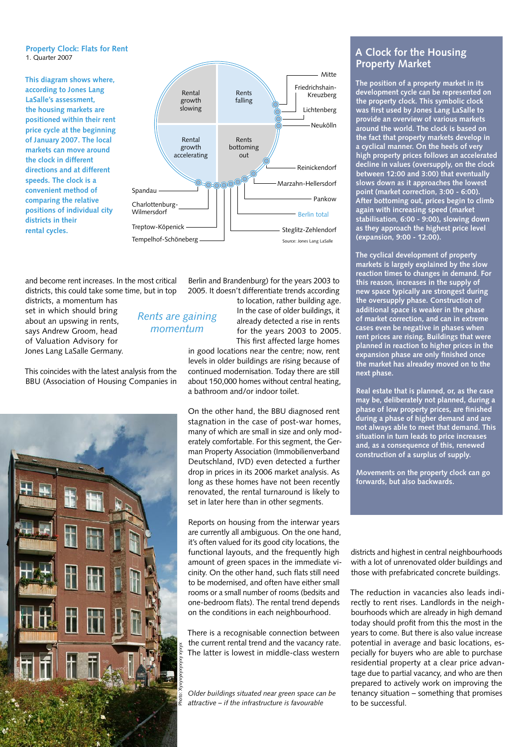**Property Clock: Flats for Rent**
1. Quarter 2007

**This diagram shows where, according to Jones Lang LaSalle's assessment, the housing markets are positioned within their rent price cycle at the beginning of January 2007. The local markets can move around the clock in different directions and at different speeds. The clock is a convenient method of comparing the relative positions of individual city districts in their rental cycles.**

Rental growth slowing | Rents falling | Rental growth accelerating | Rents bottoming out

Mitte, Friedrichshain-Kreuzberg, Lichtenberg, Neukölln, Reinickendorf, Marzahn-Hellersdorf, Pankow, Berlin total, Steglitz-Zehlendorf, Spandau, Charlottenburg-Wilmersdorf, Treptow-Köpenick, Tempelhof-Schöneberg

Source: Jones Lang LaSalle

and become rent increases. In the most critical districts, this could take some time, but in top districts, a momentum has set in which should bring about an upswing in rents, says Andrew Groom, head of Valuation Advisory for Jones Lang LaSalle Germany.

*Rents are gaining momentum*

This coincides with the latest analysis from the BBU (Association of Housing Companies in Berlin and Brandenburg) for the years 2003 to 2005. It doesn't differentiate trends according to location, rather building age. In the case of older buildings, it already detected a rise in rents for the years 2003 to 2005. This first affected large homes in good locations near the centre; now, rent levels in older buildings are rising because of continued modernisation. Today there are still about 150,000 homes without central heating, a bathroom and/or indoor toilet.

On the other hand, the BBU diagnosed rent stagnation in the case of post-war homes, many of which are small in size and only moderately comfortable. For this segment, the German Property Association (Immobilienverband Deutschland, IVD) even detected a further drop in prices in its 2006 market analysis. As long as these homes have not been recently renovated, the rental turnaround is likely to set in later here than in other segments.

Reports on housing from the interwar years are currently all ambiguous. On the one hand, it's often valued for its good city locations, the functional layouts, and the frequently high amount of green spaces in the immediate vicinity. On the other hand, such flats still need to be modernised, and often have either small rooms or a small number of rooms (bedsits and one-bedroom flats). The rental trend depends on the conditions in each neighbourhood.

There is a recognisable connection between the current rental trend and the vacancy rate. The latter is lowest in middle-class western districts and highest in central neighbourhoods with a lot of unrenovated older buildings and those with prefabricated concrete buildings.

The reduction in vacancies also leads indirectly to rent rises. Landlords in the neighbourhoods which are already in high demand today should profit from this the most in the years to come. But there is also value increase potential in average and basic locations, especially for buyers who are able to purchase residential property at a clear price advantage due to partial vacancy, and who are then prepared to actively work on improving the tenancy situation – something that promises to be successful.

Photo: Xyxyxyxyxyxy xyxyx

*Older buildings situated near green space can be attractive – if the infrastructure is favourable*

## A Clock for the Housing Property Market

**The position of a property market in its development cycle can be represented on the property clock. This symbolic clock was first used by Jones Lang LaSalle to provide an overview of various markets around the world. The clock is based on the fact that property markets develop in a cyclical manner. On the heels of very high property prices follows an accelerated decline in values (oversupply, on the clock between 12:00 and 3:00) that eventually slows down as it approaches the lowest point (market correction, 3:00 - 6:00). After bottoming out, prices begin to climb again with increasing speed (market stabilisation, 6:00 - 9:00), slowing down as they approach the highest price level (expansion, 9:00 - 12:00).**

**The cyclical development of property markets is largely explained by the slow reaction times to changes in demand. For this reason, increases in the supply of new space typically are strongest during the oversupply phase. Construction of additional space is weaker in the phase of market correction, and can in extreme cases even be negative in phases when rent prices are rising. Buildings that were planned in reaction to higher prices in the expansion phase are only finished once the market has alreadey moved on to the next phase.**

**Real estate that is planned, or, as the case may be, deliberately not planned, during a phase of low property prices, are finished during a phase of higher demand and are not always able to meet that demand. This situation in turn leads to price increases and, as a consequence of this, renewed construction of a surplus of supply.**

**Movements on the property clock can go forwards, but also backwards.**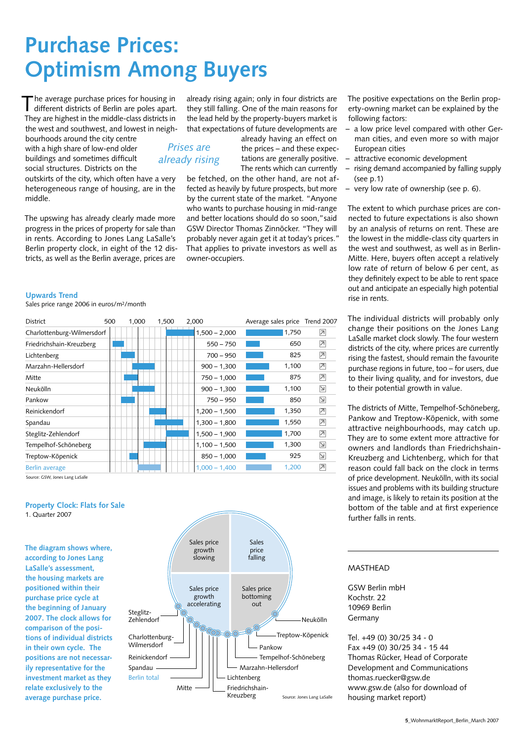# Purchase Prices: Optimism Among Buyers

The average purchase prices for housing in different districts of Berlin are poles apart. They are highest in the middle-class districts in the west and southwest, and lowest in neighbourhoods around the city centre with a high share of low-end older buildings and sometimes difficult social structures. Districts on the outskirts of the city, which often have a very heterogeneous range of housing, are in the middle.

The upswing has already clearly made more progress in the prices of property for sale than in rents. According to Jones Lang LaSalle's Berlin property clock, in eight of the 12 districts, as well as the Berlin average, prices are already rising again; only in four districts are they still falling. One of the main reasons for the lead held by the property-buyers market is that expectations of future developments are already having an effect on the prices – and these expectations are generally positive. The rents which can currently be fetched, on the other hand, are not affected as heavily by future prospects, but more by the current state of the market. "Anyone who wants to purchase housing in mid-range and better locations should do so soon," said GSW Director Thomas Zinnöcker. "They will probably never again get it at today's prices." That applies to private investors as well as owner-occupiers.

*Prises are already rising*

The positive expectations on the Berlin property-owning market can be explained by the following factors:

- a low price level compared with other German cities, and even more so with major European cities
- attractive economic development
- rising demand accompanied by falling supply (see p.1)
- very low rate of ownership (see p. 6).

The extent to which purchase prices are connected to future expectations is also shown by an analysis of returns on rent. These are the lowest in the middle-class city quarters in the west and southwest, as well as in Berlin-Mitte. Here, buyers often accept a relatively low rate of return of below 6 per cent, as they definitely expect to be able to rent space out and anticipate an especially high potential rise in rents.

The individual districts will probably only change their positions on the Jones Lang LaSalle market clock slowly. The four western districts of the city, where prices are currently rising the fastest, should remain the favourite purchase regions in future, too – for users, due to their living quality, and for investors, due to their potential growth in value.

The districts of Mitte, Tempelhof-Schöneberg, Pankow and Treptow-Köpenick, with some attractive neighbourhoods, may catch up. They are to some extent more attractive for owners and landlords than Friedrichshain-Kreuzberg and Lichtenberg, which for that reason could fall back on the clock in terms of price development. Neukölln, with its social issues and problems with its building structure and image, is likely to retain its position at the bottom of the table and at first experience further falls in rents.

## Upwards Trend

Sales price range 2006 in euros/m²/month

| District | Sales price range | Average sales price | Trend 2007 |
|---|---|---|---|
| Charlottenburg-Wilmersdorf | 1,500 – 2,000 | 1,750 | ↗ |
| Friedrichshain-Kreuzberg | 550 – 750 | 650 | ↗ |
| Lichtenberg | 700 – 950 | 825 | ↗ |
| Marzahn-Hellersdorf | 900 – 1,300 | 1,100 | ↗ |
| Mitte | 750 – 1,000 | 875 | ↗ |
| Neukölln | 900 – 1,300 | 1,100 | ↘ |
| Pankow | 750 – 950 | 850 | ↘ |
| Reinickendorf | 1,200 – 1,500 | 1,350 | ↗ |
| Spandau | 1,300 – 1,800 | 1,550 | ↗ |
| Steglitz-Zehlendorf | 1,500 – 1,900 | 1,700 | ↗ |
| Tempelhof-Schöneberg | 1,100 – 1,500 | 1,300 | ↘ |
| Treptow-Köpenick | 850 – 1,000 | 925 | ↘ |
| Berlin average | 1,000 – 1,400 | 1,200 | ↗ |

Source: GSW, Jones Lang LaSalle

## Property Clock: Flats for Sale

1. Quarter 2007

**The diagram shows where, according to Jones Lang LaSalle's assessment, the housing markets are positioned within their purchase price cycle at the beginning of January 2007. The clock allows for comparison of the positions of individual districts in their own cycle. The positions are not necessarily representative for the investment market as they relate exclusively to the average purchase price.**

Quadrants: Sales price growth slowing; Sales price falling; Sales price growth accelerating; Sales price bottoming out

Districts: Steglitz-Zehlendorf, Charlottenburg-Wilmersdorf, Reinickendorf, Spandau, Berlin total, Mitte, Friedrichshain-Kreuzberg, Lichtenberg, Marzahn-Hellersdorf, Tempelhof-Schöneberg, Pankow, Treptow-Köpenick, Neukölln

Source: Jones Lang LaSalle

MASTHEAD

GSW Berlin mbH
Kochstr. 22
10969 Berlin
Germany

Tel. +49 (0) 30/25 34 - 0
Fax +49 (0) 30/25 34 - 15 44
Thomas Rücker, Head of Corporate Development and Communications
thomas.ruecker@gsw.de
www.gsw.de (also for download of housing market report)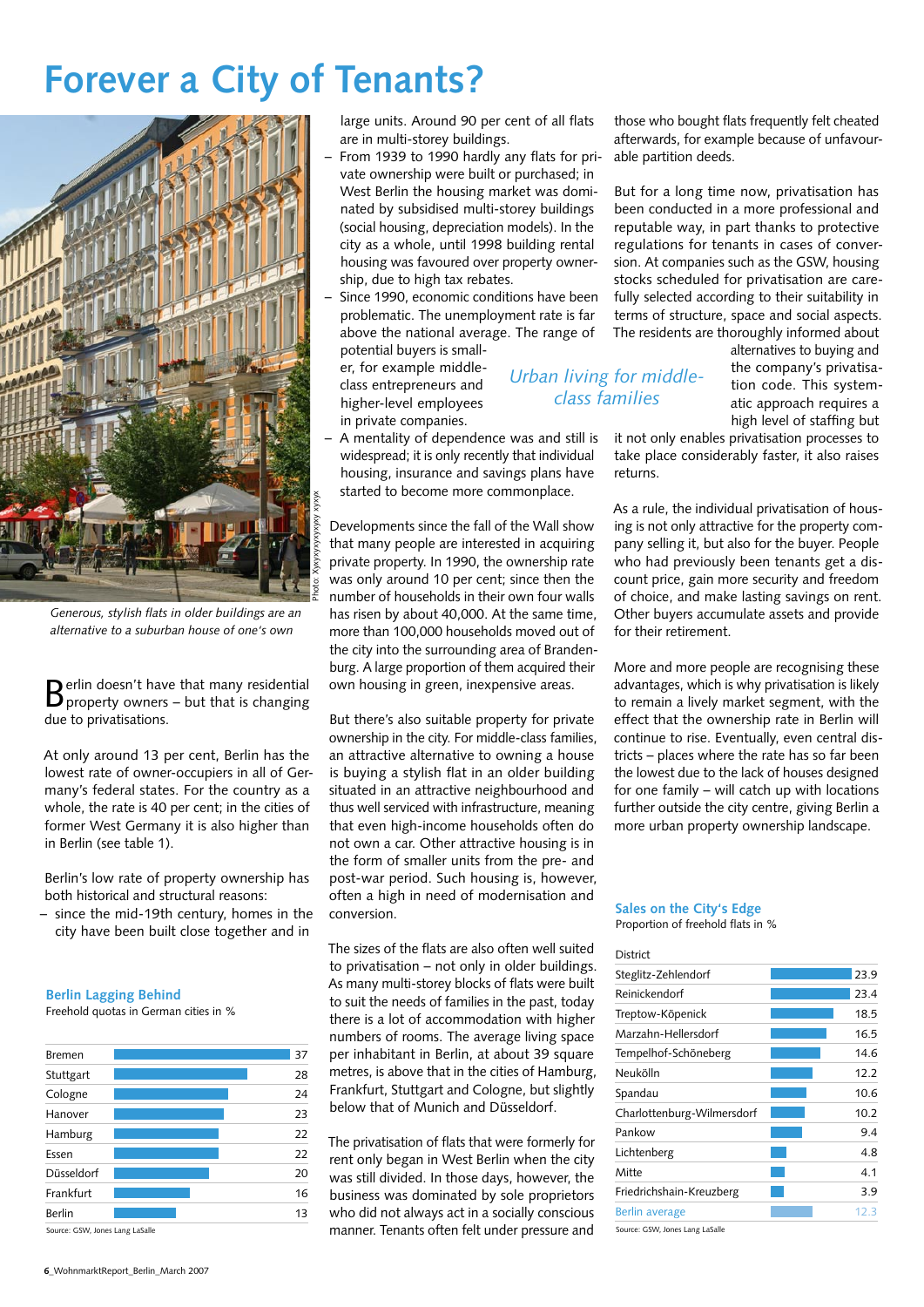# Forever a City of Tenants?

*Generous, stylish flats in older buildings are an alternative to a suburban house of one's own*

Berlin doesn't have that many residential property owners – but that is changing due to privatisations.

At only around 13 per cent, Berlin has the lowest rate of owner-occupiers in all of Germany's federal states. For the country as a whole, the rate is 40 per cent; in the cities of former West Germany it is also higher than in Berlin (see table 1).

Berlin's low rate of property ownership has both historical and structural reasons:

- since the mid-19th century, homes in the city have been built close together and in large units. Around 90 per cent of all flats are in multi-storey buildings.
- From 1939 to 1990 hardly any flats for private ownership were built or purchased; in West Berlin the housing market was dominated by subsidised multi-storey buildings (social housing, depreciation models). In the city as a whole, until 1998 building rental housing was favoured over property ownership, due to high tax rebates.
- Since 1990, economic conditions have been problematic. The unemployment rate is far above the national average. The range of potential buyers is smaller, for example middle-class entrepreneurs and higher-level employees in private companies.
- A mentality of dependence was and still is widespread; it is only recently that individual housing, insurance and savings plans have started to become more commonplace.

Developments since the fall of the Wall show that many people are interested in acquiring private property. In 1990, the ownership rate was only around 10 per cent; since then the number of households in their own four walls has risen by about 40,000. At the same time, more than 100,000 households moved out of the city into the surrounding area of Brandenburg. A large proportion of them acquired their own housing in green, inexpensive areas.

*Urban living for middle-class families*

But there's also suitable property for private ownership in the city. For middle-class families, an attractive alternative to owning a house is buying a stylish flat in an older building situated in an attractive neighbourhood and thus well serviced with infrastructure, meaning that even high-income households often do not own a car. Other attractive housing is in the form of smaller units from the pre- and post-war period. Such housing is, however, often a high in need of modernisation and conversion.

The sizes of the flats are also often well suited to privatisation – not only in older buildings. As many multi-storey blocks of flats were built to suit the needs of families in the past, today there is a lot of accommodation with higher numbers of rooms. The average living space per inhabitant in Berlin, at about 39 square metres, is above that in the cities of Hamburg, Frankfurt, Stuttgart and Cologne, but slightly below that of Munich and Düsseldorf.

The privatisation of flats that were formerly for rent only began in West Berlin when the city was still divided. In those days, however, the business was dominated by sole proprietors who did not always act in a socially conscious manner. Tenants often felt under pressure and those who bought flats frequently felt cheated afterwards, for example because of unfavourable partition deeds.

But for a long time now, privatisation has been conducted in a more professional and reputable way, in part thanks to protective regulations for tenants in cases of conversion. At companies such as the GSW, housing stocks scheduled for privatisation are carefully selected according to their suitability in terms of structure, space and social aspects. The residents are thoroughly informed about alternatives to buying and the company's privatisation code. This systematic approach requires a high level of staffing but it not only enables privatisation processes to take place considerably faster, it also raises returns.

As a rule, the individual privatisation of housing is not only attractive for the property company selling it, but also for the buyer. People who had previously been tenants get a discount price, gain more security and freedom of choice, and make lasting savings on rent. Other buyers accumulate assets and provide for their retirement.

More and more people are recognising these advantages, which is why privatisation is likely to remain a lively market segment, with the effect that the ownership rate in Berlin will continue to rise. Eventually, even central districts – places where the rate has so far been the lowest due to the lack of houses designed for one family – will catch up with locations further outside the city centre, giving Berlin a more urban property ownership landscape.

### Berlin Lagging Behind

Freehold quotas in German cities in %

| City | % |
|---|---|
| Bremen | 37 |
| Stuttgart | 28 |
| Cologne | 24 |
| Hanover | 23 |
| Hamburg | 22 |
| Essen | 22 |
| Düsseldorf | 20 |
| Frankfurt | 16 |
| Berlin | 13 |

Source: GSW, Jones Lang LaSalle

### Sales on the City's Edge

Proportion of freehold flats in %

| District | % |
|---|---|
| Steglitz-Zehlendorf | 23.9 |
| Reinickendorf | 23.4 |
| Treptow-Köpenick | 18.5 |
| Marzahn-Hellersdorf | 16.5 |
| Tempelhof-Schöneberg | 14.6 |
| Neukölln | 12.2 |
| Spandau | 10.6 |
| Charlottenburg-Wilmersdorf | 10.2 |
| Pankow | 9.4 |
| Lichtenberg | 4.8 |
| Mitte | 4.1 |
| Friedrichshain-Kreuzberg | 3.9 |
| Berlin average | 12.3 |

Source: GSW, Jones Lang LaSalle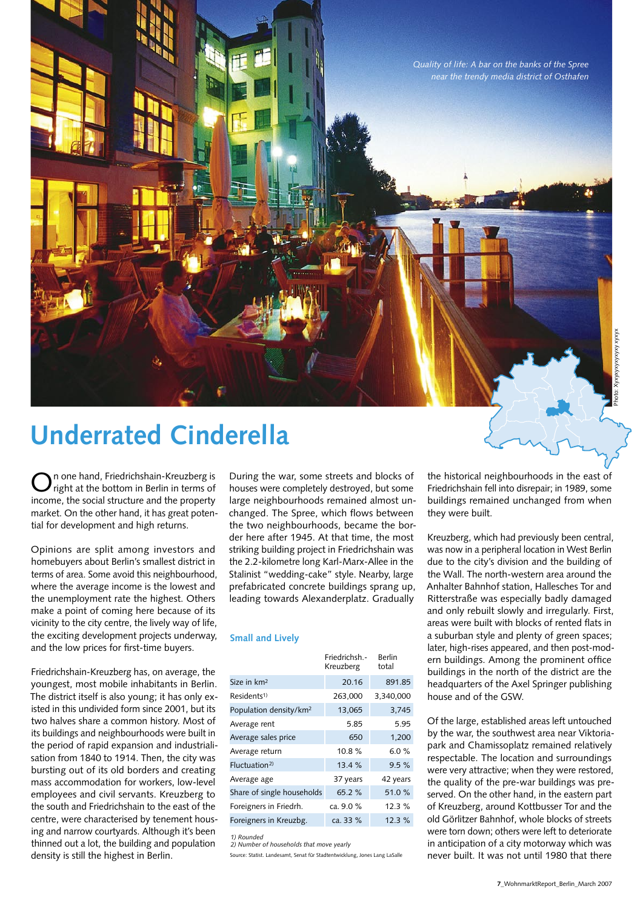*Quality of life: A bar on the banks of the Spree near the trendy media district of Osthafen*

Photo: Xyxyxyxyxyxyxy xyxyx

# Underrated Cinderella

On one hand, Friedrichshain-Kreuzberg is right at the bottom in Berlin in terms of income, the social structure and the property market. On the other hand, it has great potential for development and high returns.

Opinions are split among investors and homebuyers about Berlin's smallest district in terms of area. Some avoid this neighbourhood, where the average income is the lowest and the unemployment rate the highest. Others make a point of coming here because of its vicinity to the city centre, the lively way of life, the exciting development projects underway, and the low prices for first-time buyers.

Friedrichshain-Kreuzberg has, on average, the youngest, most mobile inhabitants in Berlin. The district itself is also young; it has only existed in this undivided form since 2001, but its two halves share a common history. Most of its buildings and neighbourhoods were built in the period of rapid expansion and industrialisation from 1840 to 1914. Then, the city was bursting out of its old borders and creating mass accommodation for workers, low-level employees and civil servants. Kreuzberg to the south and Friedrichshain to the east of the centre, were characterised by tenement housing and narrow courtyards. Although it's been thinned out a lot, the building and population density is still the highest in Berlin.

During the war, some streets and blocks of houses were completely destroyed, but some large neighbourhoods remained almost unchanged. The Spree, which flows between the two neighbourhoods, became the border here after 1945. At that time, the most striking building project in Friedrichshain was the 2.2-kilometre long Karl-Marx-Allee in the Stalinist "wedding-cake" style. Nearby, large prefabricated concrete buildings sprang up, leading towards Alexanderplatz. Gradually the historical neighbourhoods in the east of Friedrichshain fell into disrepair; in 1989, some buildings remained unchanged from when they were built.

### Small and Lively

| | Friedrichsh.-Kreuzberg | Berlin total |
|---|---|---|
| Size in km² | 20.16 | 891.85 |
| Residents[1] | 263,000 | 3,340,000 |
| Population density/km² | 13,065 | 3,745 |
| Average rent | 5.85 | 5.95 |
| Average sales price | 650 | 1,200 |
| Average return | 10.8 % | 6.0 % |
| Fluctuation[2] | 13.4 % | 9.5 % |
| Average age | 37 years | 42 years |
| Share of single households | 65.2 % | 51.0 % |
| Foreigners in Friedrh. | ca. 9.0 % | 12.3 % |
| Foreigners in Kreuzbg. | ca. 33 % | 12.3 % |

*1) Rounded*
*2) Number of households that move yearly*

Source: Statist. Landesamt, Senat für Stadtentwicklung, Jones Lang LaSalle

Kreuzberg, which had previously been central, was now in a peripheral location in West Berlin due to the city's division and the building of the Wall. The north-western area around the Anhalter Bahnhof station, Hallesches Tor and Ritterstraße was especially badly damaged and only rebuilt slowly and irregularly. First, areas were built with blocks of rented flats in a suburban style and plenty of green spaces; later, high-rises appeared, and then post-modern buildings. Among the prominent office buildings in the north of the district are the headquarters of the Axel Springer publishing house and of the GSW.

Of the large, established areas left untouched by the war, the southwest area near Viktoriapark and Chamissoplatz remained relatively respectable. The location and surroundings were very attractive; when they were restored, the quality of the pre-war buildings was preserved. On the other hand, in the eastern part of Kreuzberg, around Kottbusser Tor and the old Görlitzer Bahnhof, whole blocks of streets were torn down; others were left to deteriorate in anticipation of a city motorway which was never built. It was not until 1980 that there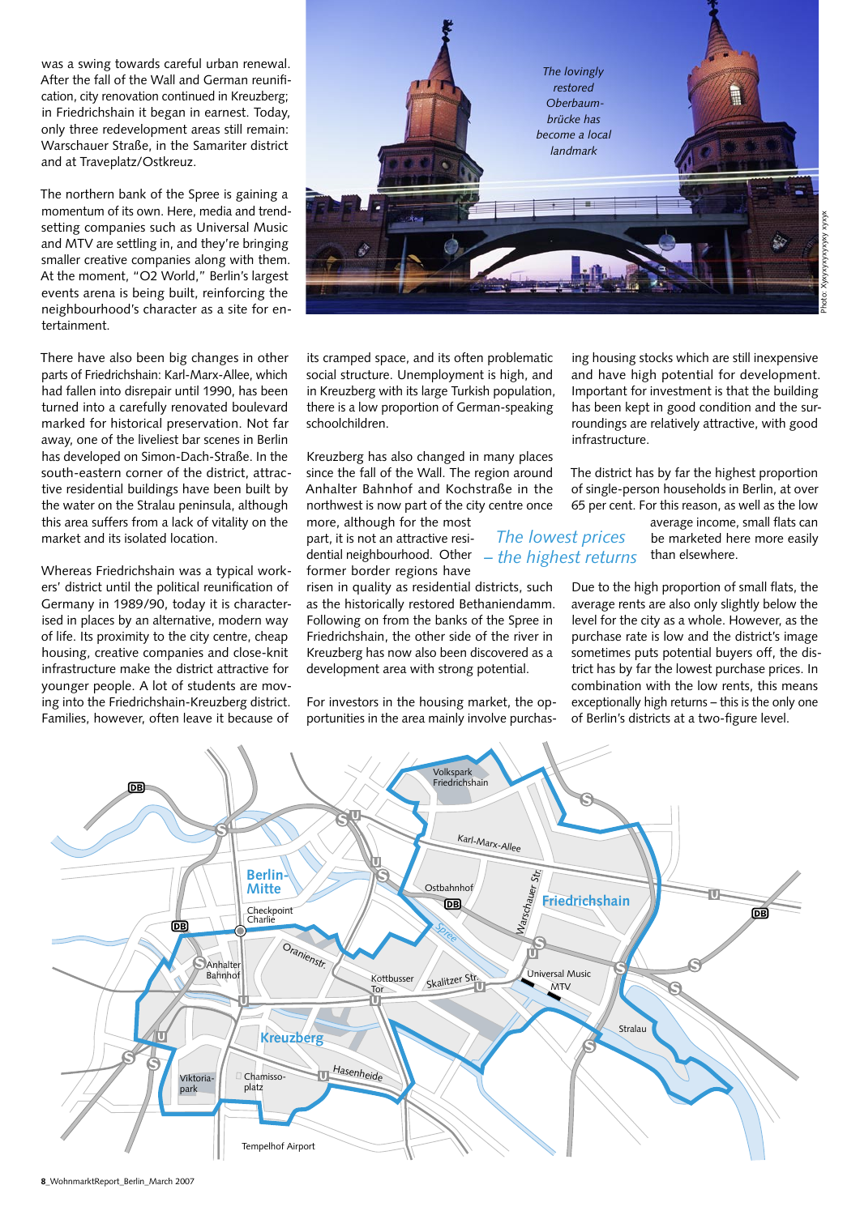was a swing towards careful urban renewal. After the fall of the Wall and German reunification, city renovation continued in Kreuzberg; in Friedrichshain it began in earnest. Today, only three redevelopment areas still remain: Warschauer Straße, in the Samariter district and at Traveplatz/Ostkreuz.

The northern bank of the Spree is gaining a momentum of its own. Here, media and trend-setting companies such as Universal Music and MTV are settling in, and they're bringing smaller creative companies along with them. At the moment, "O2 World," Berlin's largest events arena is being built, reinforcing the neighbourhood's character as a site for entertainment.

*The lovingly restored Oberbaumbrücke has become a local landmark*

Photo: Xyxyxyxyxyxy xyxyx

There have also been big changes in other parts of Friedrichshain: Karl-Marx-Allee, which had fallen into disrepair until 1990, has been turned into a carefully renovated boulevard marked for historical preservation. Not far away, one of the liveliest bar scenes in Berlin has developed on Simon-Dach-Straße. In the south-eastern corner of the district, attractive residential buildings have been built by the water on the Stralau peninsula, although this area suffers from a lack of vitality on the market and its isolated location.

Whereas Friedrichshain was a typical workers' district until the political reunification of Germany in 1989/90, today it is characterised in places by an alternative, modern way of life. Its proximity to the city centre, cheap housing, creative companies and close-knit infrastructure make the district attractive for younger people. A lot of students are moving into the Friedrichshain-Kreuzberg district. Families, however, often leave it because of its cramped space, and its often problematic social structure. Unemployment is high, and in Kreuzberg with its large Turkish population, there is a low proportion of German-speaking schoolchildren.

Kreuzberg has also changed in many places since the fall of the Wall. The region around Anhalter Bahnhof and Kochstraße in the northwest is now part of the city centre once more, although for the most part, it is not an attractive residential neighbourhood. Other former border regions have risen in quality as residential districts, such as the historically restored Bethaniendamm. Following on from the banks of the Spree in Friedrichshain, the other side of the river in Kreuzberg has now also been discovered as a development area with strong potential.

*The lowest prices – the highest returns*

For investors in the housing market, the opportunities in the area mainly involve purchasing housing stocks which are still inexpensive and have high potential for development. Important for investment is that the building has been kept in good condition and the surroundings are relatively attractive, with good infrastructure.

The district has by far the highest proportion of single-person households in Berlin, at over 65 per cent. For this reason, as well as the low average income, small flats can be marketed here more easily than elsewhere.

Due to the high proportion of small flats, the average rents are also only slightly below the level for the city as a whole. However, as the purchase rate is low and the district's image sometimes puts potential buyers off, the district has by far the lowest purchase prices. In combination with the low rents, this means exceptionally high returns – this is the only one of Berlin's districts at a two-figure level.

Volkspark Friedrichshain
Karl-Marx-Allee
Berlin-Mitte
Ostbahnhof
Warschauer Str.
Friedrichshain
Checkpoint Charlie
Spree
Oranienstr.
Anhalter Bahnhof
Kottbusser Tor
Skalitzer Str.
Universal Music
MTV
Stralau
Kreuzberg
Viktoriapark
Chamissoplatz
Hasenheide
Tempelhof Airport